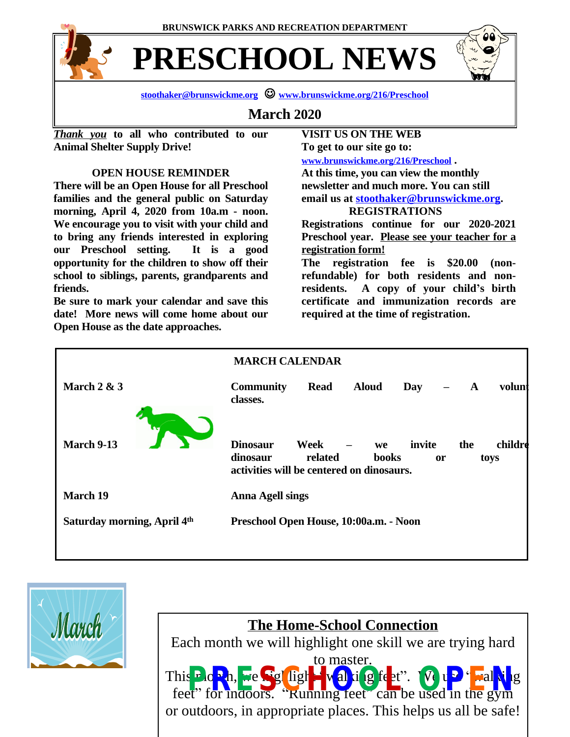BRUNSWICK PARKS AND RECREATION DEPARTMENT

# PRESCHOOL NEWS

stoothaker@brunswickme.org ☺ www.brunswickme.org/216/Preschool

## March 2020

***Thank you*** **to all who contributed to our Animal Shelter Supply Drive!**

**OPEN HOUSE REMINDER**

**There will be an Open House for all Preschool families and the general public on Saturday morning, April 4, 2020 from 10a.m - noon. We encourage you to visit with your child and to bring any friends interested in exploring our Preschool setting. It is a good opportunity for the children to show off their school to siblings, parents, grandparents and friends.**

**Be sure to mark your calendar and save this date! More news will come home about our Open House as the date approaches.**

**VISIT US ON THE WEB**

**To get to our site go to:**

**www.brunswickme.org/216/Preschool .**

**At this time, you can view the monthly newsletter and much more. You can still email us at stoothaker@brunswickme.org.**

**REGISTRATIONS**

**Registrations continue for our 2020-2021 Preschool year. Please see your teacher for a registration form!**

**The registration fee is $20.00 (non-refundable) for both residents and non-residents. A copy of your child's birth certificate and immunization records are required at the time of registration.**

**MARCH CALENDAR**

| | |
|---|---|
| **March 2 & 3** | **Community Read Aloud Day – A volun classes.** |
| **March 9-13** | **Dinosaur Week – we invite the childre dinosaur related books or toys activities will be centered on dinosaurs.** |
| **March 19** | **Anna Agell sings** |
| **Saturday morning, April 4th** | **Preschool Open House, 10:00a.m. - Noon** |

**The Home-School Connection**

Each month we will highlight one skill we are trying hard to master.

This month, we highlight "walking feet". We use "walking feet" for indoors. "Running feet" can be used in the gym or outdoors, in appropriate places. This helps us all be safe!

PRESCHOOL OPEN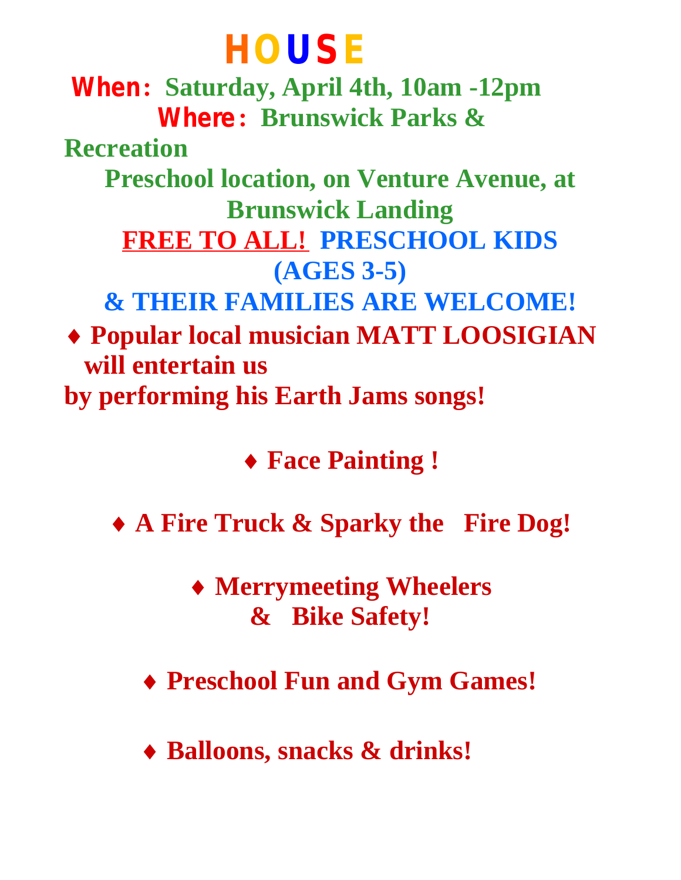# HOUSE

**When:** **Saturday, April 4th, 10am -12pm**

**Where:** **Brunswick Parks & Recreation**

**Preschool location, on Venture Avenue, at Brunswick Landing**

**FREE TO ALL!** **PRESCHOOL KIDS (AGES 3-5)**

**& THEIR FAMILIES ARE WELCOME!**

- **Popular local musician MATT LOOSIGIAN will entertain us by performing his Earth Jams songs!**

- **Face Painting !**

- **A Fire Truck & Sparky the Fire Dog!**

- **Merrymeeting Wheelers & Bike Safety!**

- **Preschool Fun and Gym Games!**

- **Balloons, snacks & drinks!**